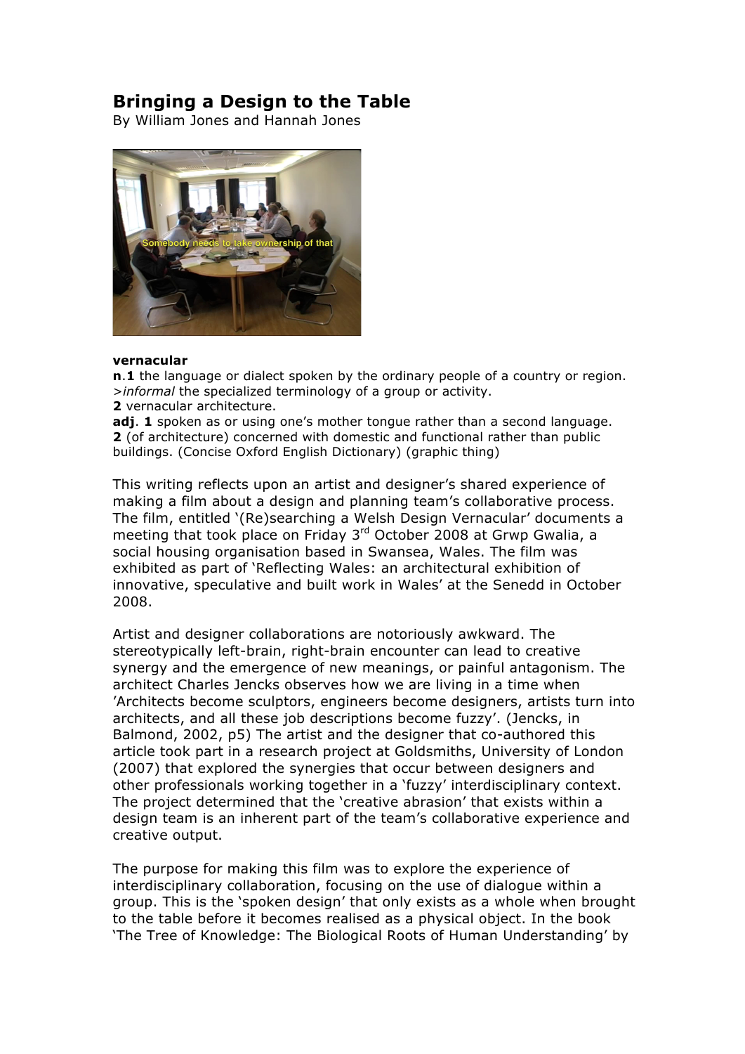# Bringing a Design to the Table

By William Jones and Hannah Jones

**vernacular**

**n**.**1** the language or dialect spoken by the ordinary people of a country or region. >*informal* the specialized terminology of a group or activity.
**2** vernacular architecture.
**adj**. **1** spoken as or using one's mother tongue rather than a second language.
**2** (of architecture) concerned with domestic and functional rather than public buildings. (Concise Oxford English Dictionary) (graphic thing)

This writing reflects upon an artist and designer's shared experience of making a film about a design and planning team's collaborative process. The film, entitled '(Re)searching a Welsh Design Vernacular' documents a meeting that took place on Friday 3rd October 2008 at Grwp Gwalia, a social housing organisation based in Swansea, Wales. The film was exhibited as part of 'Reflecting Wales: an architectural exhibition of innovative, speculative and built work in Wales' at the Senedd in October 2008.

Artist and designer collaborations are notoriously awkward. The stereotypically left-brain, right-brain encounter can lead to creative synergy and the emergence of new meanings, or painful antagonism. The architect Charles Jencks observes how we are living in a time when 'Architects become sculptors, engineers become designers, artists turn into architects, and all these job descriptions become fuzzy'. (Jencks, in Balmond, 2002, p5) The artist and the designer that co-authored this article took part in a research project at Goldsmiths, University of London (2007) that explored the synergies that occur between designers and other professionals working together in a 'fuzzy' interdisciplinary context. The project determined that the 'creative abrasion' that exists within a design team is an inherent part of the team's collaborative experience and creative output.

The purpose for making this film was to explore the experience of interdisciplinary collaboration, focusing on the use of dialogue within a group. This is the 'spoken design' that only exists as a whole when brought to the table before it becomes realised as a physical object. In the book 'The Tree of Knowledge: The Biological Roots of Human Understanding' by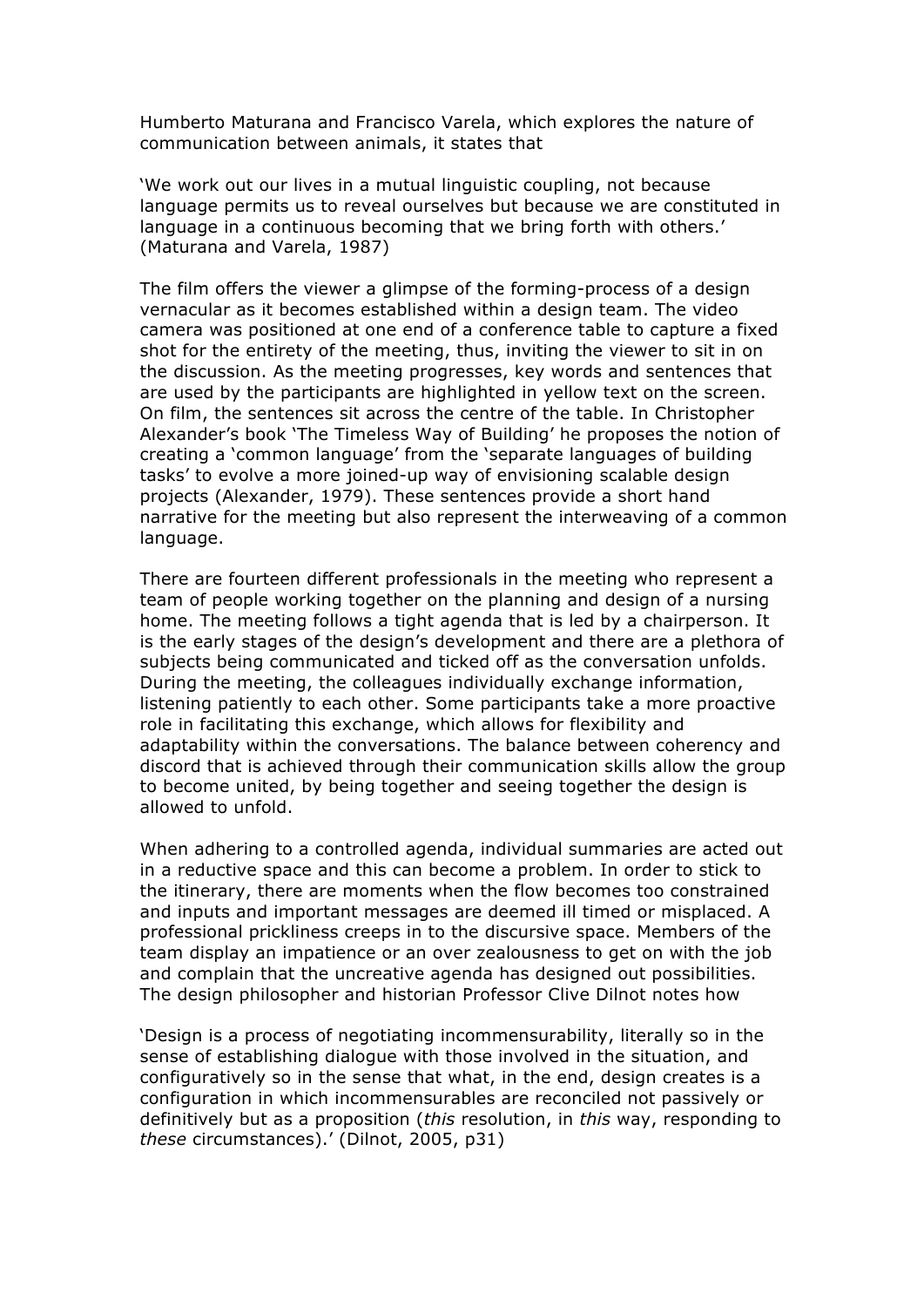Humberto Maturana and Francisco Varela, which explores the nature of communication between animals, it states that

'We work out our lives in a mutual linguistic coupling, not because language permits us to reveal ourselves but because we are constituted in language in a continuous becoming that we bring forth with others.' (Maturana and Varela, 1987)

The film offers the viewer a glimpse of the forming-process of a design vernacular as it becomes established within a design team. The video camera was positioned at one end of a conference table to capture a fixed shot for the entirety of the meeting, thus, inviting the viewer to sit in on the discussion. As the meeting progresses, key words and sentences that are used by the participants are highlighted in yellow text on the screen. On film, the sentences sit across the centre of the table. In Christopher Alexander's book 'The Timeless Way of Building' he proposes the notion of creating a 'common language' from the 'separate languages of building tasks' to evolve a more joined-up way of envisioning scalable design projects (Alexander, 1979). These sentences provide a short hand narrative for the meeting but also represent the interweaving of a common language.

There are fourteen different professionals in the meeting who represent a team of people working together on the planning and design of a nursing home. The meeting follows a tight agenda that is led by a chairperson. It is the early stages of the design's development and there are a plethora of subjects being communicated and ticked off as the conversation unfolds. During the meeting, the colleagues individually exchange information, listening patiently to each other. Some participants take a more proactive role in facilitating this exchange, which allows for flexibility and adaptability within the conversations. The balance between coherency and discord that is achieved through their communication skills allow the group to become united, by being together and seeing together the design is allowed to unfold.

When adhering to a controlled agenda, individual summaries are acted out in a reductive space and this can become a problem. In order to stick to the itinerary, there are moments when the flow becomes too constrained and inputs and important messages are deemed ill timed or misplaced. A professional prickliness creeps in to the discursive space. Members of the team display an impatience or an over zealousness to get on with the job and complain that the uncreative agenda has designed out possibilities. The design philosopher and historian Professor Clive Dilnot notes how

'Design is a process of negotiating incommensurability, literally so in the sense of establishing dialogue with those involved in the situation, and configuratively so in the sense that what, in the end, design creates is a configuration in which incommensurables are reconciled not passively or definitively but as a proposition (*this* resolution, in *this* way, responding to *these* circumstances).' (Dilnot, 2005, p31)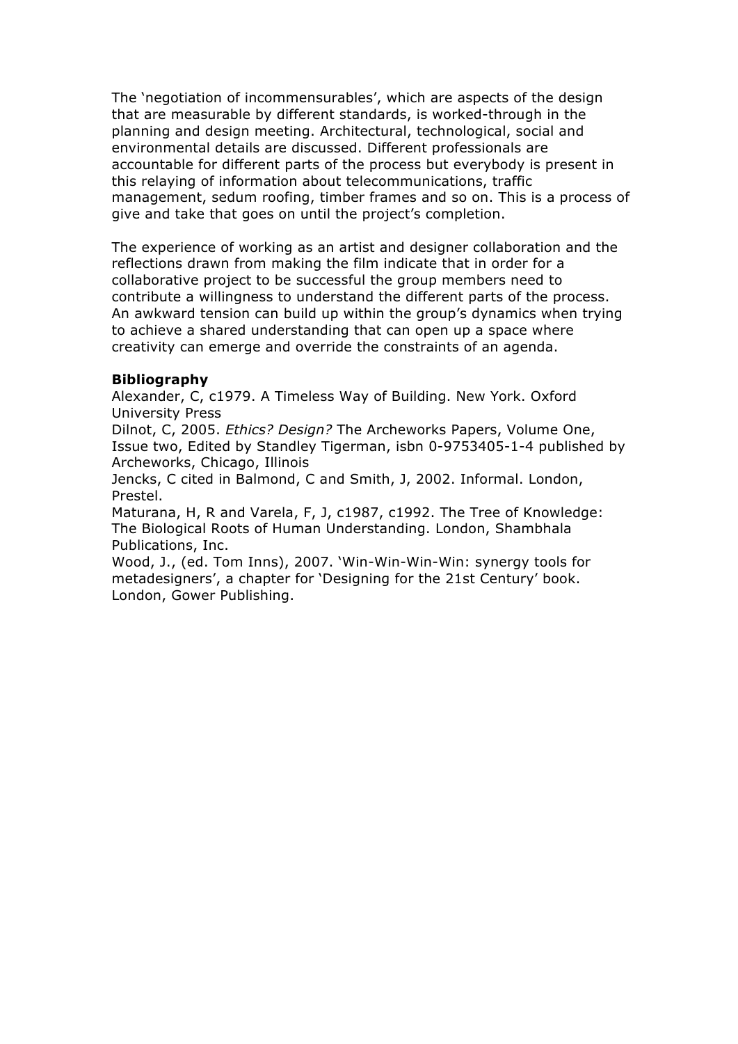The 'negotiation of incommensurables', which are aspects of the design that are measurable by different standards, is worked-through in the planning and design meeting. Architectural, technological, social and environmental details are discussed. Different professionals are accountable for different parts of the process but everybody is present in this relaying of information about telecommunications, traffic management, sedum roofing, timber frames and so on. This is a process of give and take that goes on until the project's completion.

The experience of working as an artist and designer collaboration and the reflections drawn from making the film indicate that in order for a collaborative project to be successful the group members need to contribute a willingness to understand the different parts of the process. An awkward tension can build up within the group's dynamics when trying to achieve a shared understanding that can open up a space where creativity can emerge and override the constraints of an agenda.

**Bibliography**

Alexander, C, c1979. A Timeless Way of Building. New York. Oxford University Press

Dilnot, C, 2005. *Ethics? Design?* The Archeworks Papers, Volume One, Issue two, Edited by Standley Tigerman, isbn 0-9753405-1-4 published by Archeworks, Chicago, Illinois

Jencks, C cited in Balmond, C and Smith, J, 2002. Informal. London, Prestel.

Maturana, H, R and Varela, F, J, c1987, c1992. The Tree of Knowledge: The Biological Roots of Human Understanding. London, Shambhala Publications, Inc.

Wood, J., (ed. Tom Inns), 2007. 'Win-Win-Win-Win: synergy tools for metadesigners', a chapter for 'Designing for the 21st Century' book. London, Gower Publishing.